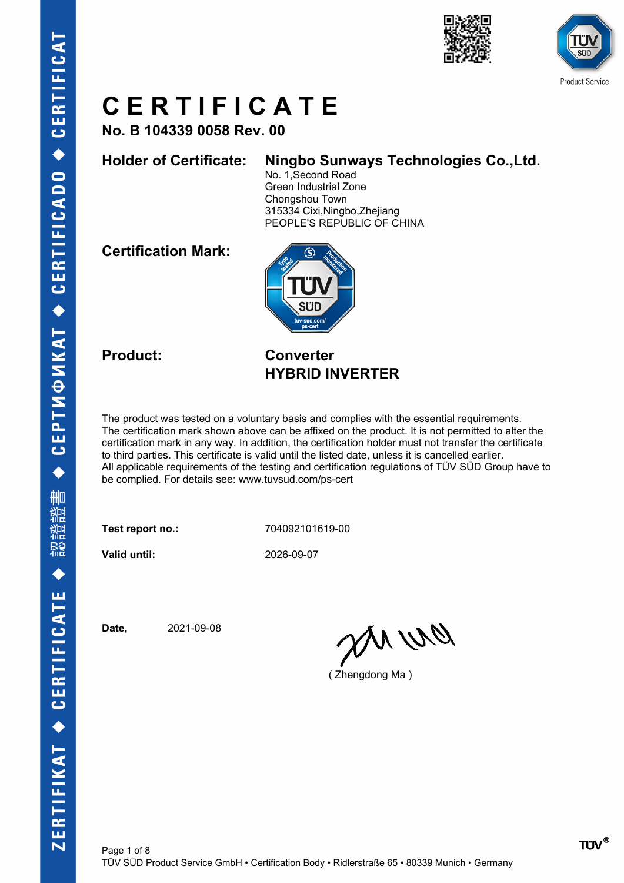# CERTIFICATE

**No. B 104339 0058 Rev. 00**

**Holder of Certificate:** **Ningbo Sunways Technologies Co.,Ltd.**
No. 1,Second Road
Green Industrial Zone
Chongshou Town
315334 Cixi,Ningbo,Zhejiang
PEOPLE'S REPUBLIC OF CHINA

**Certification Mark:**

**Product:** **Converter**
**HYBRID INVERTER**

The product was tested on a voluntary basis and complies with the essential requirements. The certification mark shown above can be affixed on the product. It is not permitted to alter the certification mark in any way. In addition, the certification holder must not transfer the certificate to third parties. This certificate is valid until the listed date, unless it is cancelled earlier. All applicable requirements of the testing and certification regulations of TÜV SÜD Group have to be complied. For details see: www.tuvsud.com/ps-cert

**Test report no.:** 704092101619-00

**Valid until:** 2026-09-07

**Date,** 2021-09-08

( Zhengdong Ma )

TÜV SÜD Product Service GmbH • Certification Body • Ridlerstraße 65 • 80339 Munich • Germany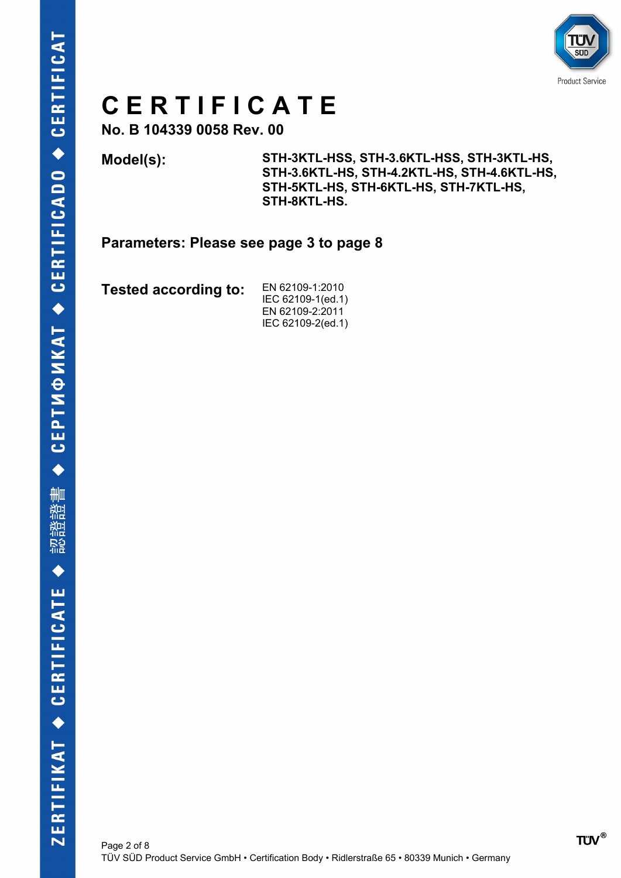# CERTIFICATE

**No. B 104339 0058 Rev. 00**

| | |
|---|---|
| **Model(s):** | **STH-3KTL-HSS, STH-3.6KTL-HSS, STH-3KTL-HS, STH-3.6KTL-HS, STH-4.2KTL-HS, STH-4.6KTL-HS, STH-5KTL-HS, STH-6KTL-HS, STH-7KTL-HS, STH-8KTL-HS.** |

**Parameters: Please see page 3 to page 8**

| | |
|---|---|
| **Tested according to:** | EN 62109-1:2010<br>IEC 62109-1(ed.1)<br>EN 62109-2:2011<br>IEC 62109-2(ed.1) |

TÜV SÜD Product Service GmbH • Certification Body • Ridlerstraße 65 • 80339 Munich • Germany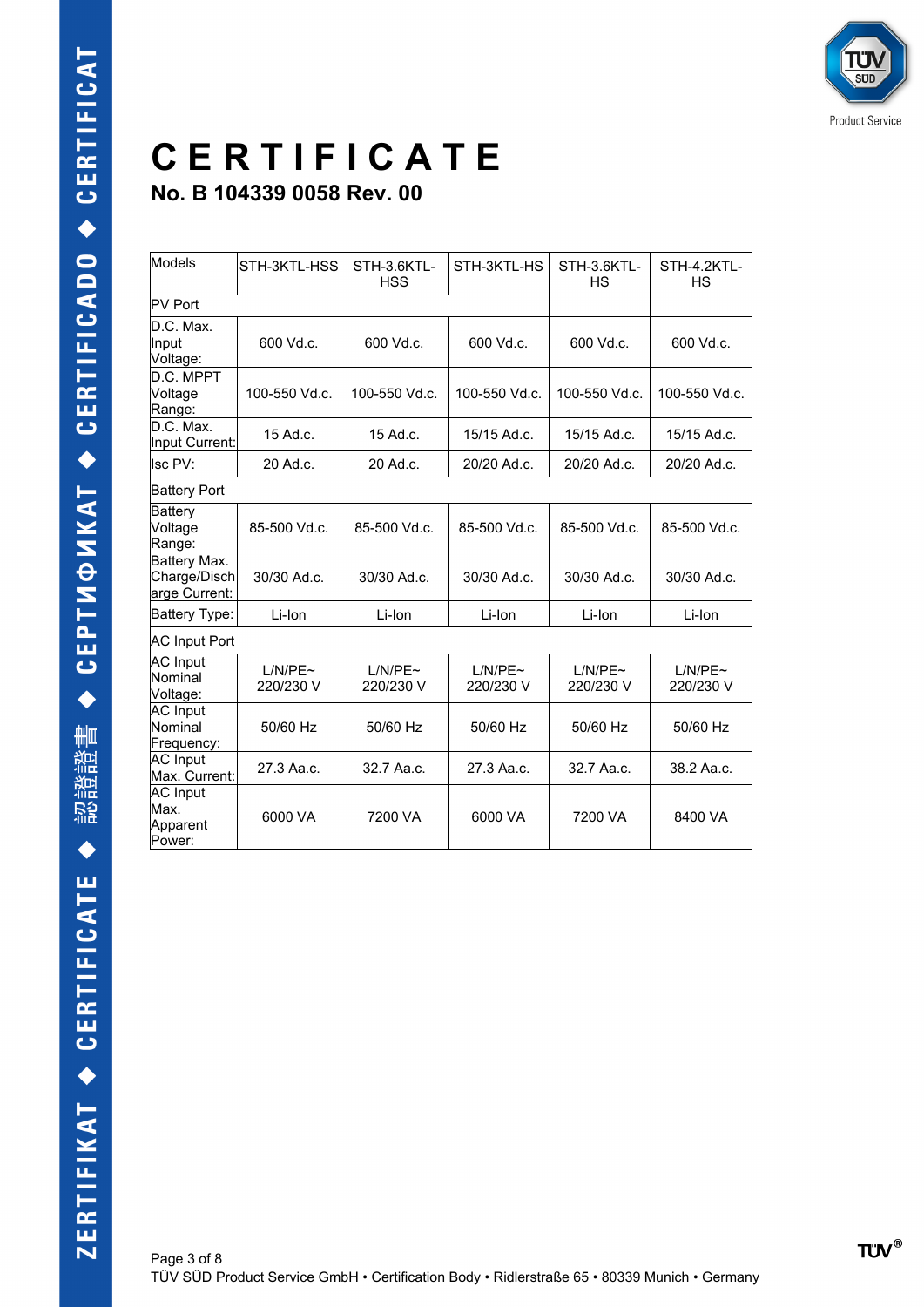# CERTIFICATE

**No. B 104339 0058 Rev. 00**

| Models | STH-3KTL-HSS | STH-3.6KTL-HSS | STH-3KTL-HS | STH-3.6KTL-HS | STH-4.2KTL-HS |
|---|---|---|---|---|---|
| PV Port | | | | | |
| D.C. Max. Input Voltage: | 600 Vd.c. | 600 Vd.c. | 600 Vd.c. | 600 Vd.c. | 600 Vd.c. |
| D.C. MPPT Voltage Range: | 100-550 Vd.c. | 100-550 Vd.c. | 100-550 Vd.c. | 100-550 Vd.c. | 100-550 Vd.c. |
| D.C. Max. Input Current: | 15 Ad.c. | 15 Ad.c. | 15/15 Ad.c. | 15/15 Ad.c. | 15/15 Ad.c. |
| Isc PV: | 20 Ad.c. | 20 Ad.c. | 20/20 Ad.c. | 20/20 Ad.c. | 20/20 Ad.c. |
| Battery Port | | | | | |
| Battery Voltage Range: | 85-500 Vd.c. | 85-500 Vd.c. | 85-500 Vd.c. | 85-500 Vd.c. | 85-500 Vd.c. |
| Battery Max. Charge/Discharge Current: | 30/30 Ad.c. | 30/30 Ad.c. | 30/30 Ad.c. | 30/30 Ad.c. | 30/30 Ad.c. |
| Battery Type: | Li-Ion | Li-Ion | Li-Ion | Li-Ion | Li-Ion |
| AC Input Port | | | | | |
| AC Input Nominal Voltage: | L/N/PE~ 220/230 V | L/N/PE~ 220/230 V | L/N/PE~ 220/230 V | L/N/PE~ 220/230 V | L/N/PE~ 220/230 V |
| AC Input Nominal Frequency: | 50/60 Hz | 50/60 Hz | 50/60 Hz | 50/60 Hz | 50/60 Hz |
| AC Input Max. Current: | 27.3 Aa.c. | 32.7 Aa.c. | 27.3 Aa.c. | 32.7 Aa.c. | 38.2 Aa.c. |
| AC Input Max. Apparent Power: | 6000 VA | 7200 VA | 6000 VA | 7200 VA | 8400 VA |

TÜV SÜD Product Service GmbH • Certification Body • Ridlerstraße 65 • 80339 Munich • Germany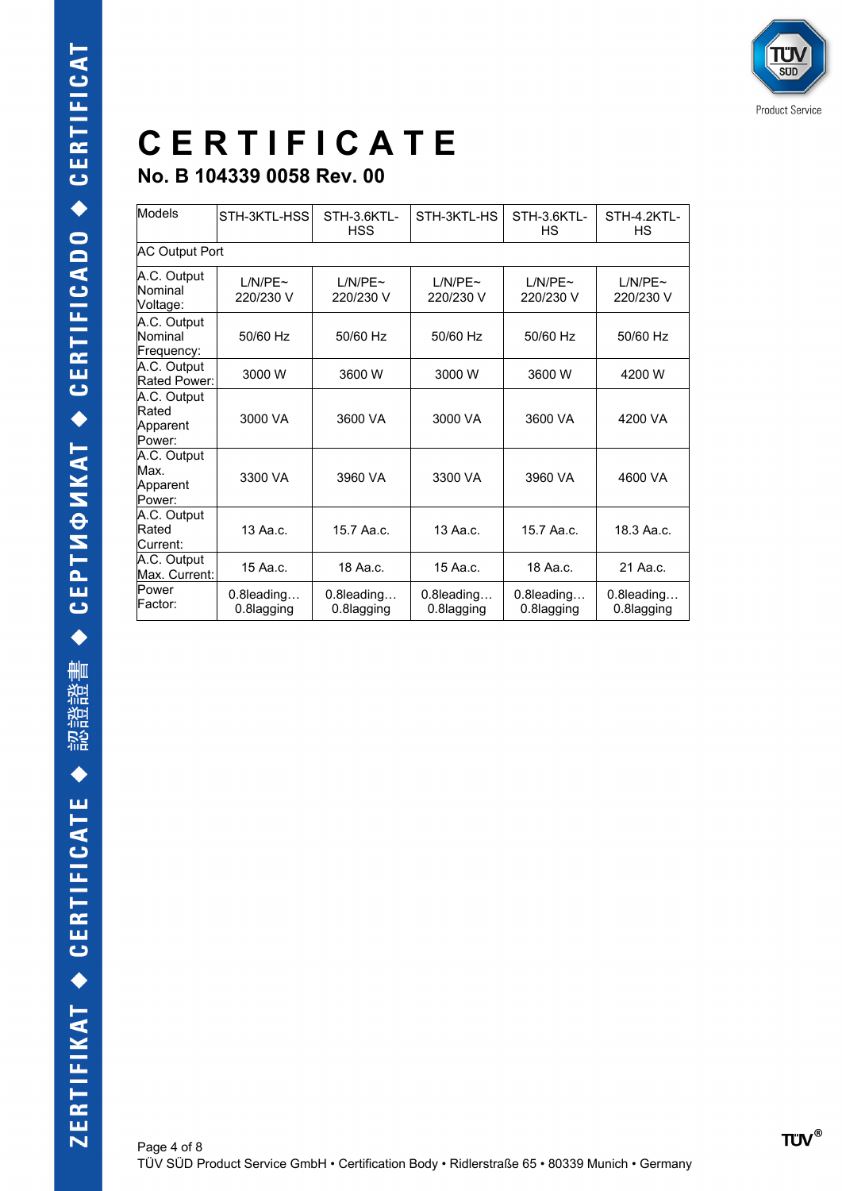# CERTIFICATE

## No. B 104339 0058 Rev. 00

| Models | STH-3KTL-HSS | STH-3.6KTL-HSS | STH-3KTL-HS | STH-3.6KTL-HS | STH-4.2KTL-HS |
|---|---|---|---|---|---|
| AC Output Port | | | | | |
| A.C. Output Nominal Voltage: | L/N/PE~ 220/230 V | L/N/PE~ 220/230 V | L/N/PE~ 220/230 V | L/N/PE~ 220/230 V | L/N/PE~ 220/230 V |
| A.C. Output Nominal Frequency: | 50/60 Hz | 50/60 Hz | 50/60 Hz | 50/60 Hz | 50/60 Hz |
| A.C. Output Rated Power: | 3000 W | 3600 W | 3000 W | 3600 W | 4200 W |
| A.C. Output Rated Apparent Power: | 3000 VA | 3600 VA | 3000 VA | 3600 VA | 4200 VA |
| A.C. Output Max. Apparent Power: | 3300 VA | 3960 VA | 3300 VA | 3960 VA | 4600 VA |
| A.C. Output Rated Current: | 13 Aa.c. | 15.7 Aa.c. | 13 Aa.c. | 15.7 Aa.c. | 18.3 Aa.c. |
| A.C. Output Max. Current: | 15 Aa.c. | 18 Aa.c. | 15 Aa.c. | 18 Aa.c. | 21 Aa.c. |
| Power Factor: | 0.8leading… 0.8lagging | 0.8leading… 0.8lagging | 0.8leading… 0.8lagging | 0.8leading… 0.8lagging | 0.8leading… 0.8lagging |

TÜV SÜD Product Service GmbH • Certification Body • Ridlerstraße 65 • 80339 Munich • Germany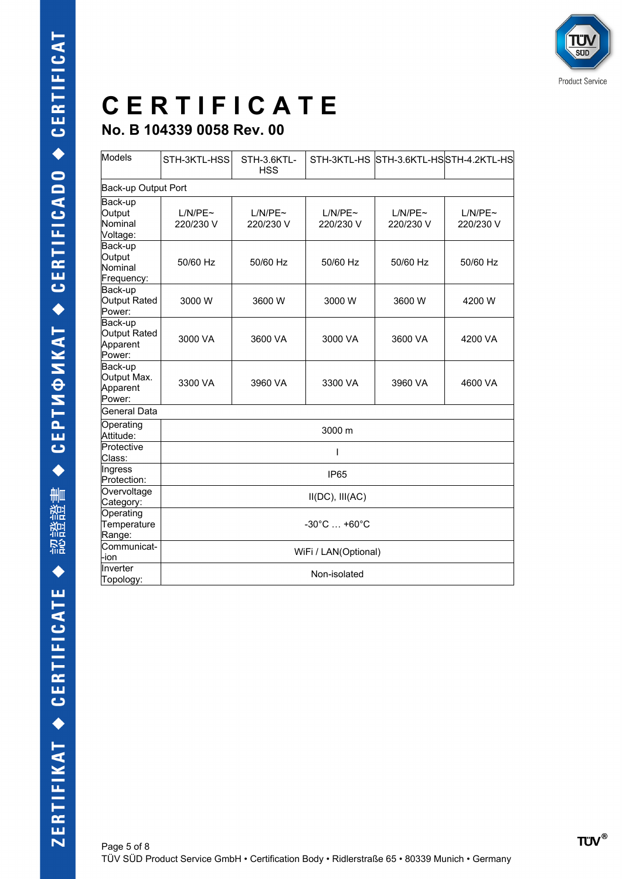# CERTIFICATE

## No. B 104339 0058 Rev. 00

| Models | STH-3KTL-HSS | STH-3.6KTL-HSS | STH-3KTL-HS | STH-3.6KTL-HS | STH-4.2KTL-HS |
|---|---|---|---|---|---|
| Back-up Output Port | | | | | |
| Back-up Output Nominal Voltage: | L/N/PE~ 220/230 V | L/N/PE~ 220/230 V | L/N/PE~ 220/230 V | L/N/PE~ 220/230 V | L/N/PE~ 220/230 V |
| Back-up Output Nominal Frequency: | 50/60 Hz | 50/60 Hz | 50/60 Hz | 50/60 Hz | 50/60 Hz |
| Back-up Output Rated Power: | 3000 W | 3600 W | 3000 W | 3600 W | 4200 W |
| Back-up Output Rated Apparent Power: | 3000 VA | 3600 VA | 3000 VA | 3600 VA | 4200 VA |
| Back-up Output Max. Apparent Power: | 3300 VA | 3960 VA | 3300 VA | 3960 VA | 4600 VA |
| General Data | | | | | |
| Operating Attitude: | 3000 m | | | | |
| Protective Class: | I | | | | |
| Ingress Protection: | IP65 | | | | |
| Overvoltage Category: | II(DC), III(AC) | | | | |
| Operating Temperature Range: | -30°C … +60°C | | | | |
| Communicat-ion | WiFi / LAN(Optional) | | | | |
| Inverter Topology: | Non-isolated | | | | |

TÜV SÜD Product Service GmbH • Certification Body • Ridlerstraße 65 • 80339 Munich • Germany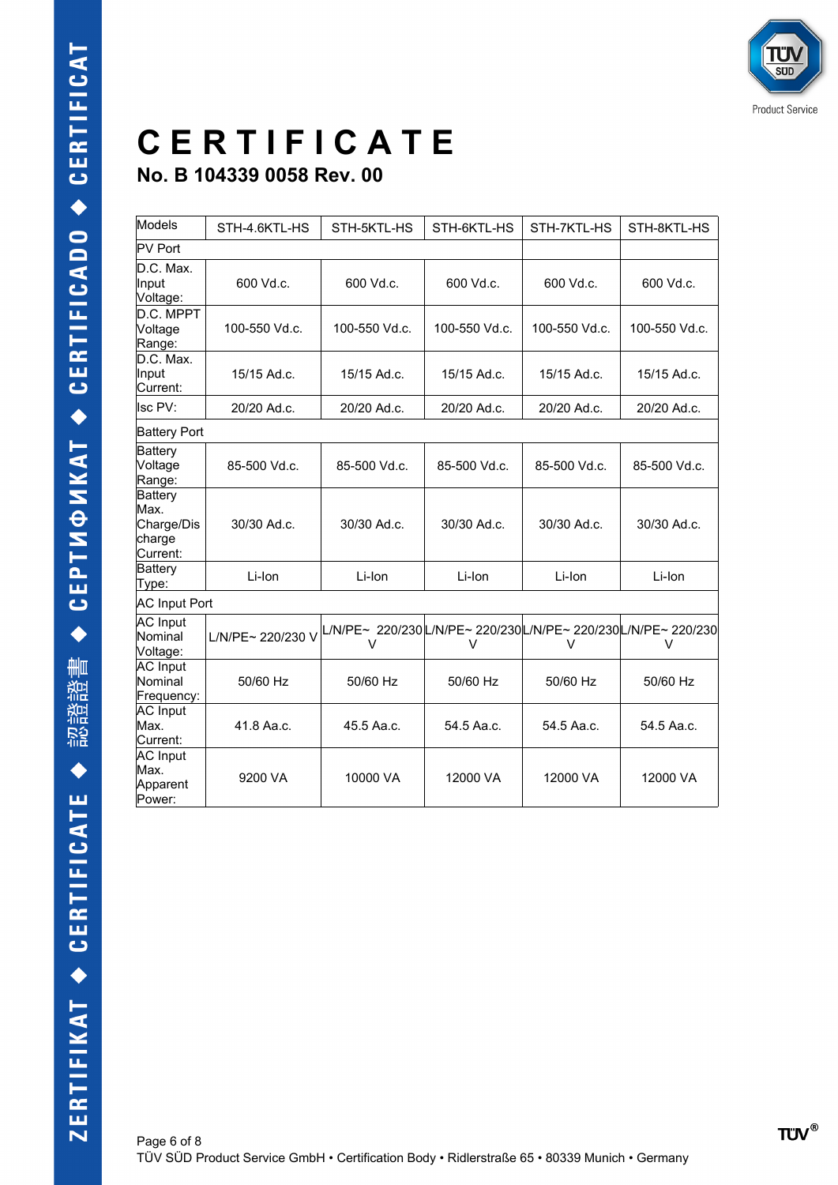# CERTIFICATE

## No. B 104339 0058 Rev. 00

| Models | STH-4.6KTL-HS | STH-5KTL-HS | STH-6KTL-HS | STH-7KTL-HS | STH-8KTL-HS |
|---|---|---|---|---|---|
| PV Port | | | | | |
| D.C. Max. Input Voltage: | 600 Vd.c. | 600 Vd.c. | 600 Vd.c. | 600 Vd.c. | 600 Vd.c. |
| D.C. MPPT Voltage Range: | 100-550 Vd.c. | 100-550 Vd.c. | 100-550 Vd.c. | 100-550 Vd.c. | 100-550 Vd.c. |
| D.C. Max. Input Current: | 15/15 Ad.c. | 15/15 Ad.c. | 15/15 Ad.c. | 15/15 Ad.c. | 15/15 Ad.c. |
| Isc PV: | 20/20 Ad.c. | 20/20 Ad.c. | 20/20 Ad.c. | 20/20 Ad.c. | 20/20 Ad.c. |
| Battery Port | | | | | |
| Battery Voltage Range: | 85-500 Vd.c. | 85-500 Vd.c. | 85-500 Vd.c. | 85-500 Vd.c. | 85-500 Vd.c. |
| Battery Max. Charge/Discharge Current: | 30/30 Ad.c. | 30/30 Ad.c. | 30/30 Ad.c. | 30/30 Ad.c. | 30/30 Ad.c. |
| Battery Type: | Li-Ion | Li-Ion | Li-Ion | Li-Ion | Li-Ion |
| AC Input Port | | | | | |
| AC Input Nominal Voltage: | L/N/PE~ 220/230 V | L/N/PE~ 220/230 V | L/N/PE~ 220/230 V | L/N/PE~ 220/230 V | L/N/PE~ 220/230 V |
| AC Input Nominal Frequency: | 50/60 Hz | 50/60 Hz | 50/60 Hz | 50/60 Hz | 50/60 Hz |
| AC Input Max. Current: | 41.8 Aa.c. | 45.5 Aa.c. | 54.5 Aa.c. | 54.5 Aa.c. | 54.5 Aa.c. |
| AC Input Max. Apparent Power: | 9200 VA | 10000 VA | 12000 VA | 12000 VA | 12000 VA |

TÜV SÜD Product Service GmbH • Certification Body • Ridlerstraße 65 • 80339 Munich • Germany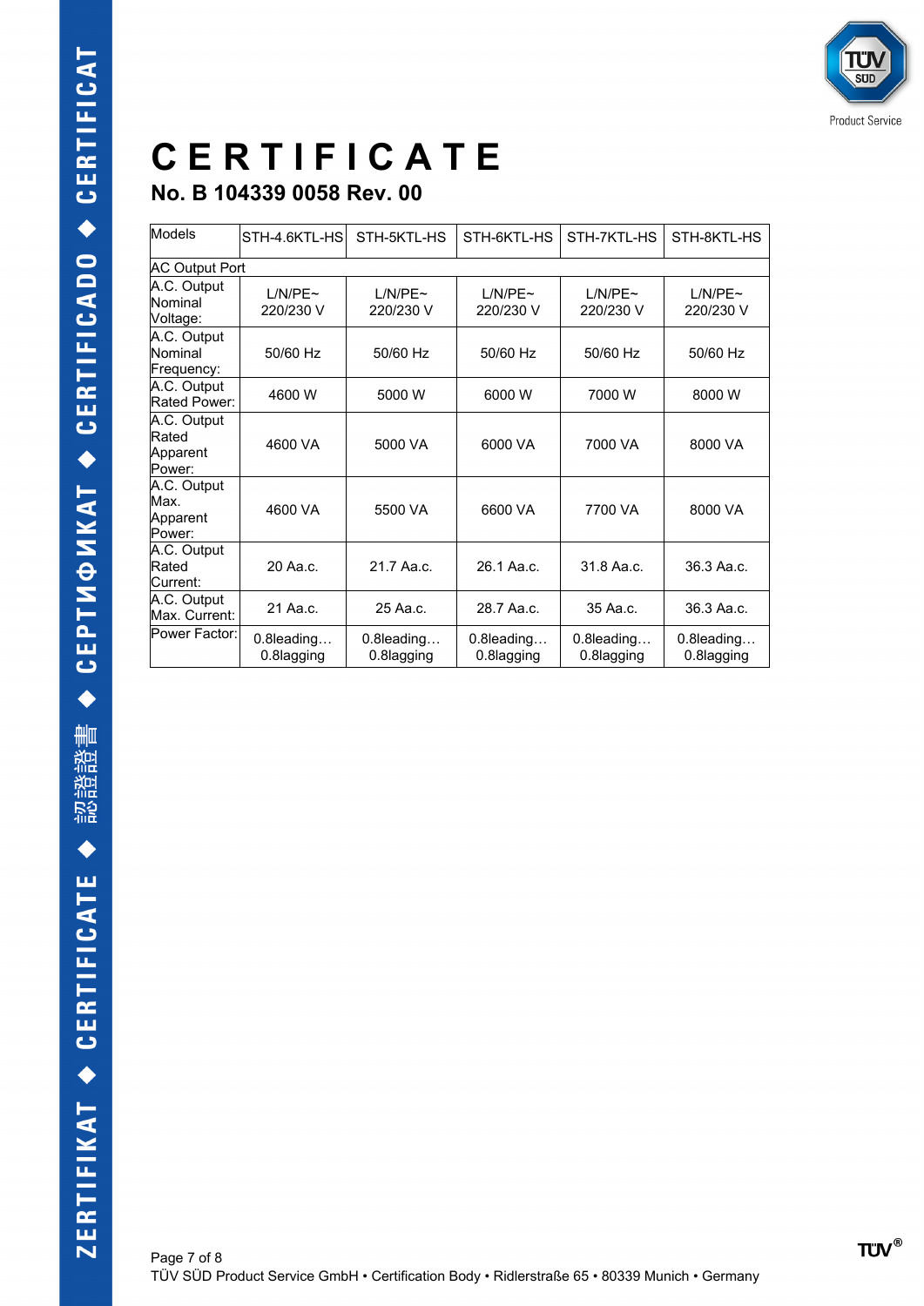# CERTIFICATE

## No. B 104339 0058 Rev. 00

| Models | STH-4.6KTL-HS | STH-5KTL-HS | STH-6KTL-HS | STH-7KTL-HS | STH-8KTL-HS |
|---|---|---|---|---|---|
| AC Output Port | | | | | |
| A.C. Output Nominal Voltage: | L/N/PE~ 220/230 V | L/N/PE~ 220/230 V | L/N/PE~ 220/230 V | L/N/PE~ 220/230 V | L/N/PE~ 220/230 V |
| A.C. Output Nominal Frequency: | 50/60 Hz | 50/60 Hz | 50/60 Hz | 50/60 Hz | 50/60 Hz |
| A.C. Output Rated Power: | 4600 W | 5000 W | 6000 W | 7000 W | 8000 W |
| A.C. Output Rated Apparent Power: | 4600 VA | 5000 VA | 6000 VA | 7000 VA | 8000 VA |
| A.C. Output Max. Apparent Power: | 4600 VA | 5500 VA | 6600 VA | 7700 VA | 8000 VA |
| A.C. Output Rated Current: | 20 Aa.c. | 21.7 Aa.c. | 26.1 Aa.c. | 31.8 Aa.c. | 36.3 Aa.c. |
| A.C. Output Max. Current: | 21 Aa.c. | 25 Aa.c. | 28.7 Aa.c. | 35 Aa.c. | 36.3 Aa.c. |
| Power Factor: | 0.8leading… 0.8lagging | 0.8leading… 0.8lagging | 0.8leading… 0.8lagging | 0.8leading… 0.8lagging | 0.8leading… 0.8lagging |

TÜV SÜD Product Service GmbH • Certification Body • Ridlerstraße 65 • 80339 Munich • Germany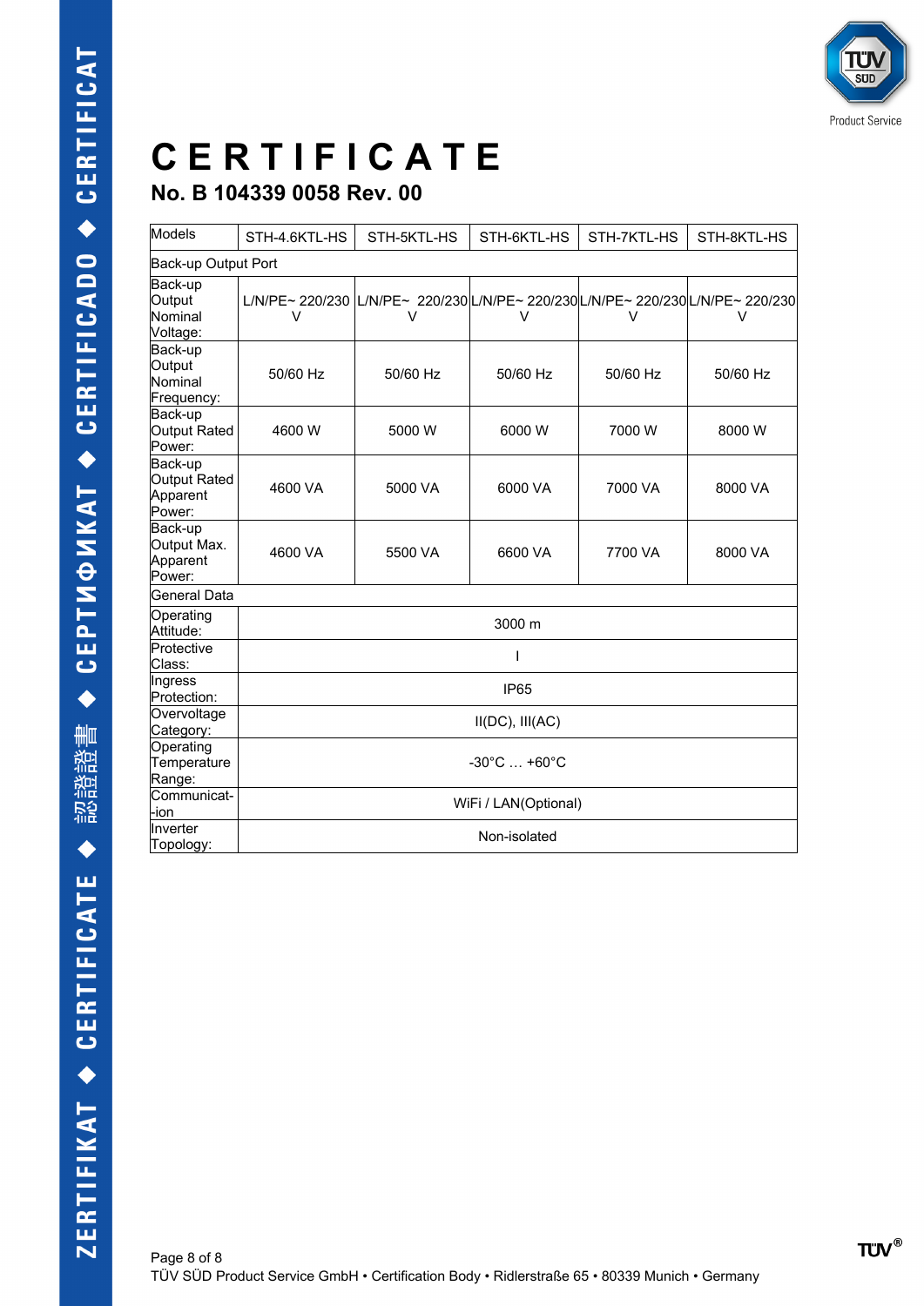# CERTIFICATE

## No. B 104339 0058 Rev. 00

| Models | STH-4.6KTL-HS | STH-5KTL-HS | STH-6KTL-HS | STH-7KTL-HS | STH-8KTL-HS |
|---|---|---|---|---|---|
| Back-up Output Port | | | | | |
| Back-up Output Nominal Voltage: | L/N/PE~ 220/230 V | L/N/PE~ 220/230 V | L/N/PE~ 220/230 V | L/N/PE~ 220/230 V | L/N/PE~ 220/230 V |
| Back-up Output Nominal Frequency: | 50/60 Hz | 50/60 Hz | 50/60 Hz | 50/60 Hz | 50/60 Hz |
| Back-up Output Rated Power: | 4600 W | 5000 W | 6000 W | 7000 W | 8000 W |
| Back-up Output Rated Apparent Power: | 4600 VA | 5000 VA | 6000 VA | 7000 VA | 8000 VA |
| Back-up Output Max. Apparent Power: | 4600 VA | 5500 VA | 6600 VA | 7700 VA | 8000 VA |
| General Data | | | | | |
| Operating Attitude: | 3000 m | | | | |
| Protective Class: | I | | | | |
| Ingress Protection: | IP65 | | | | |
| Overvoltage Category: | II(DC), III(AC) | | | | |
| Operating Temperature Range: | -30°C … +60°C | | | | |
| Communicat-ion | WiFi / LAN(Optional) | | | | |
| Inverter Topology: | Non-isolated | | | | |

TÜV SÜD Product Service GmbH • Certification Body • Ridlerstraße 65 • 80339 Munich • Germany